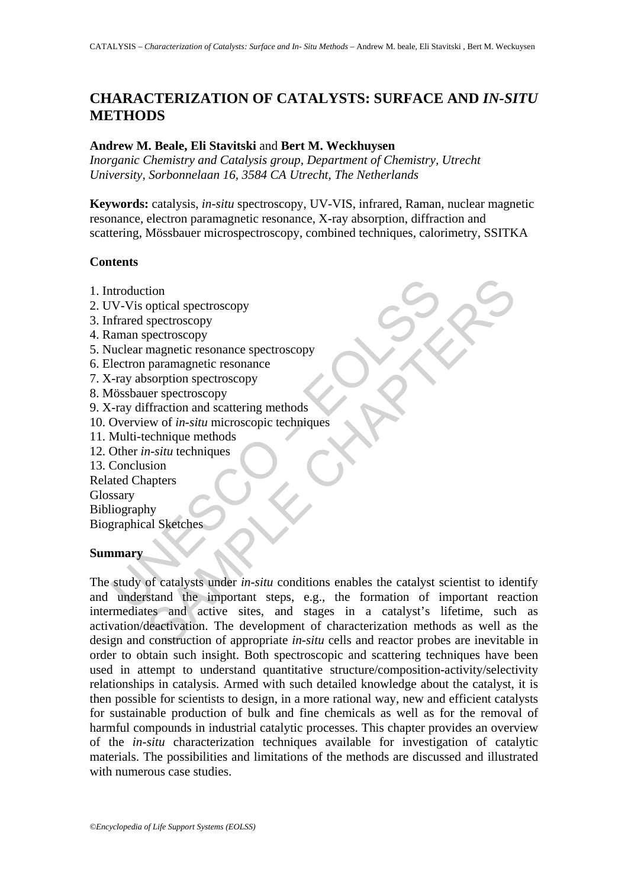# CHARACTERIZATION OF CATALYSTS: SURFACE AND *IN-SITU* METHODS

**Andrew M. Beale, Eli Stavitski** and **Bert M. Weckhuysen**

*Inorganic Chemistry and Catalysis group, Department of Chemistry, Utrecht University, Sorbonnelaan 16, 3584 CA Utrecht, The Netherlands*

**Keywords:** catalysis, *in-situ* spectroscopy, UV-VIS, infrared, Raman, nuclear magnetic resonance, electron paramagnetic resonance, X-ray absorption, diffraction and scattering, Mössbauer microspectroscopy, combined techniques, calorimetry, SSITKA

## Contents

1. Introduction
2. UV-Vis optical spectroscopy
3. Infrared spectroscopy
4. Raman spectroscopy
5. Nuclear magnetic resonance spectroscopy
6. Electron paramagnetic resonance
7. X-ray absorption spectroscopy
8. Mössbauer spectroscopy
9. X-ray diffraction and scattering methods
10. Overview of *in-situ* microscopic techniques
11. Multi-technique methods
12. Other *in-situ* techniques
13. Conclusion

Related Chapters
Glossary
Bibliography
Biographical Sketches

## Summary

The study of catalysts under *in-situ* conditions enables the catalyst scientist to identify and understand the important steps, e.g., the formation of important reaction intermediates and active sites, and stages in a catalyst's lifetime, such as activation/deactivation. The development of characterization methods as well as the design and construction of appropriate *in-situ* cells and reactor probes are inevitable in order to obtain such insight. Both spectroscopic and scattering techniques have been used in attempt to understand quantitative structure/composition-activity/selectivity relationships in catalysis. Armed with such detailed knowledge about the catalyst, it is then possible for scientists to design, in a more rational way, new and efficient catalysts for sustainable production of bulk and fine chemicals as well as for the removal of harmful compounds in industrial catalytic processes. This chapter provides an overview of the *in-situ* characterization techniques available for investigation of catalytic materials. The possibilities and limitations of the methods are discussed and illustrated with numerous case studies.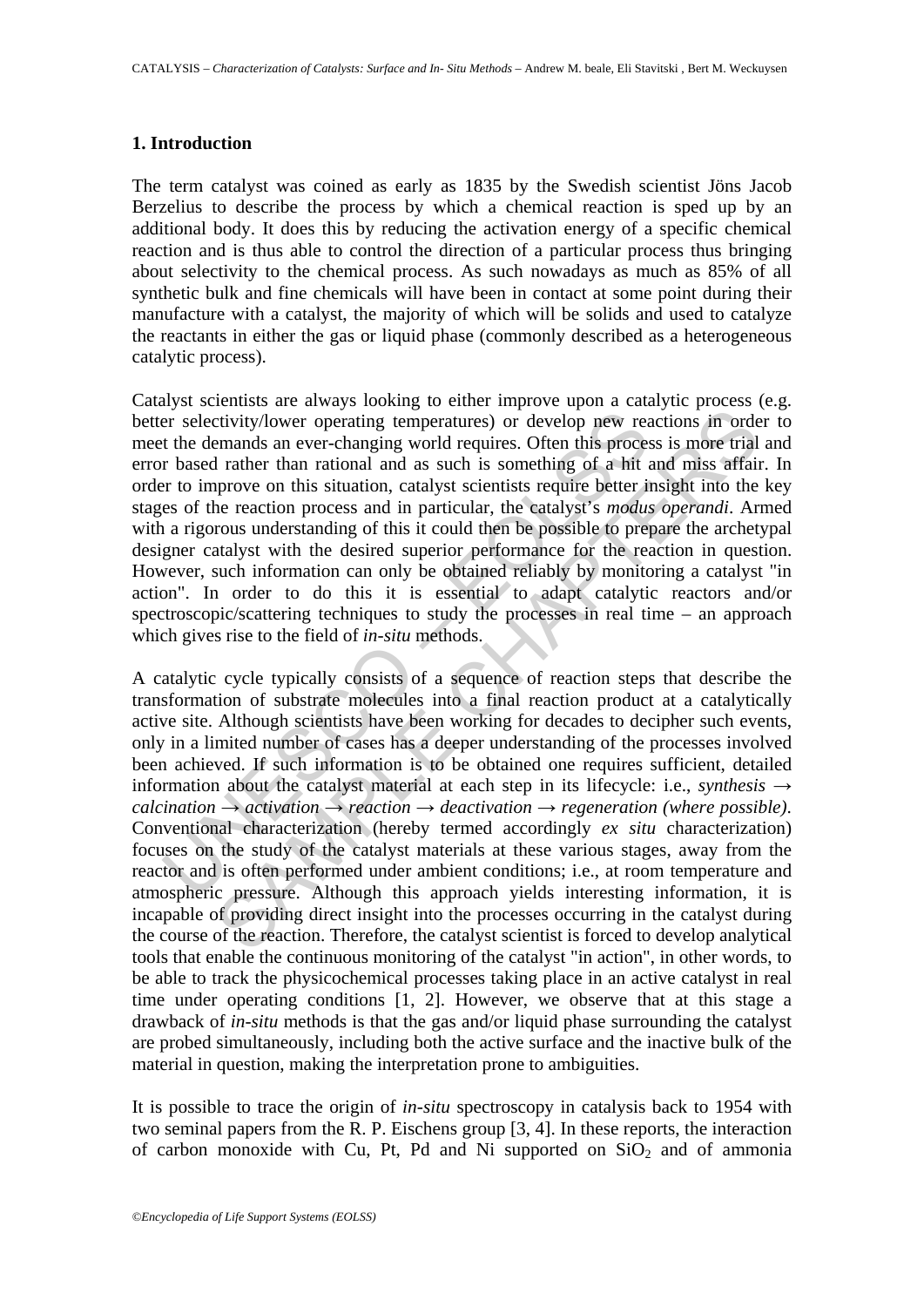## 1. Introduction

The term catalyst was coined as early as 1835 by the Swedish scientist Jöns Jacob Berzelius to describe the process by which a chemical reaction is sped up by an additional body. It does this by reducing the activation energy of a specific chemical reaction and is thus able to control the direction of a particular process thus bringing about selectivity to the chemical process. As such nowadays as much as 85% of all synthetic bulk and fine chemicals will have been in contact at some point during their manufacture with a catalyst, the majority of which will be solids and used to catalyze the reactants in either the gas or liquid phase (commonly described as a heterogeneous catalytic process).

Catalyst scientists are always looking to either improve upon a catalytic process (e.g. better selectivity/lower operating temperatures) or develop new reactions in order to meet the demands an ever-changing world requires. Often this process is more trial and error based rather than rational and as such is something of a hit and miss affair. In order to improve on this situation, catalyst scientists require better insight into the key stages of the reaction process and in particular, the catalyst's *modus operandi*. Armed with a rigorous understanding of this it could then be possible to prepare the archetypal designer catalyst with the desired superior performance for the reaction in question. However, such information can only be obtained reliably by monitoring a catalyst "in action". In order to do this it is essential to adapt catalytic reactors and/or spectroscopic/scattering techniques to study the processes in real time – an approach which gives rise to the field of *in-situ* methods.

A catalytic cycle typically consists of a sequence of reaction steps that describe the transformation of substrate molecules into a final reaction product at a catalytically active site. Although scientists have been working for decades to decipher such events, only in a limited number of cases has a deeper understanding of the processes involved been achieved. If such information is to be obtained one requires sufficient, detailed information about the catalyst material at each step in its lifecycle: i.e., *synthesis → calcination → activation → reaction → deactivation → regeneration (where possible)*. Conventional characterization (hereby termed accordingly *ex situ* characterization) focuses on the study of the catalyst materials at these various stages, away from the reactor and is often performed under ambient conditions; i.e., at room temperature and atmospheric pressure. Although this approach yields interesting information, it is incapable of providing direct insight into the processes occurring in the catalyst during the course of the reaction. Therefore, the catalyst scientist is forced to develop analytical tools that enable the continuous monitoring of the catalyst "in action", in other words, to be able to track the physicochemical processes taking place in an active catalyst in real time under operating conditions [1, 2]. However, we observe that at this stage a drawback of *in-situ* methods is that the gas and/or liquid phase surrounding the catalyst are probed simultaneously, including both the active surface and the inactive bulk of the material in question, making the interpretation prone to ambiguities.

It is possible to trace the origin of *in-situ* spectroscopy in catalysis back to 1954 with two seminal papers from the R. P. Eischens group [3, 4]. In these reports, the interaction of carbon monoxide with Cu, Pt, Pd and Ni supported on $SiO_2$ and of ammonia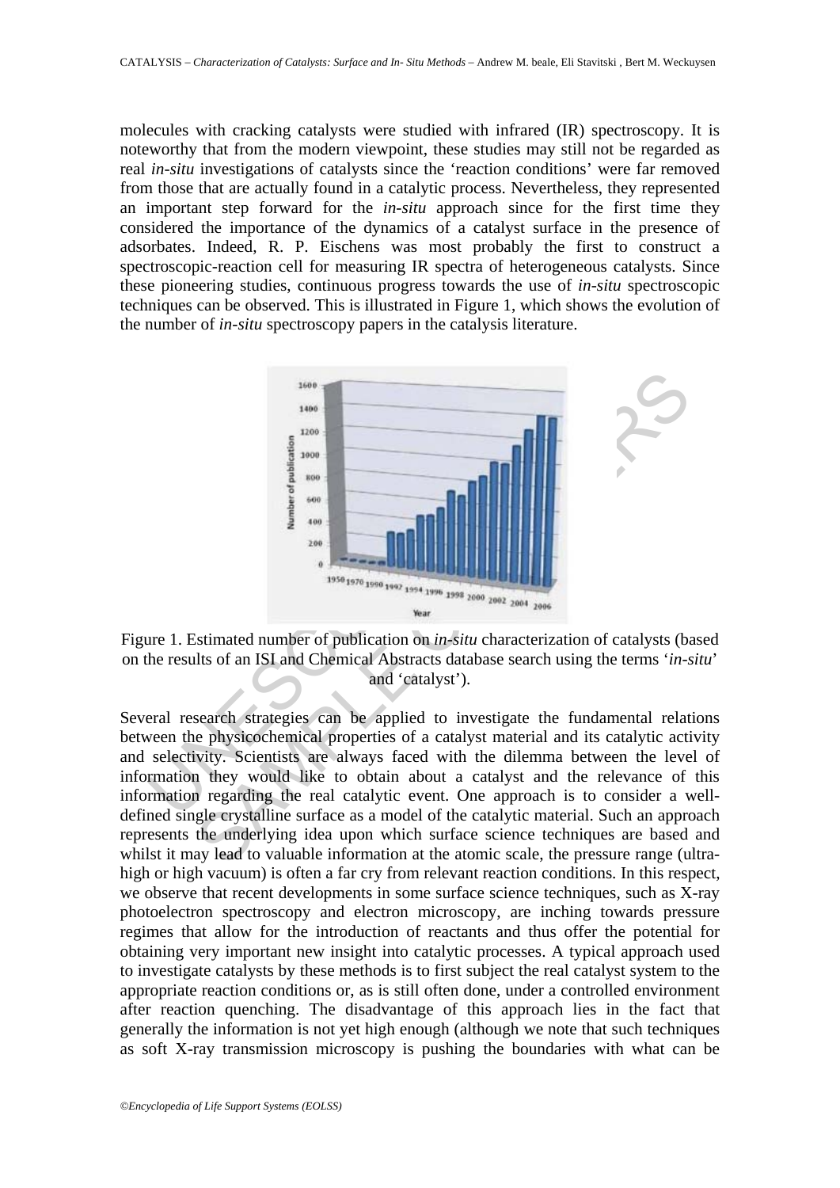molecules with cracking catalysts were studied with infrared (IR) spectroscopy. It is noteworthy that from the modern viewpoint, these studies may still not be regarded as real *in-situ* investigations of catalysts since the 'reaction conditions' were far removed from those that are actually found in a catalytic process. Nevertheless, they represented an important step forward for the *in-situ* approach since for the first time they considered the importance of the dynamics of a catalyst surface in the presence of adsorbates. Indeed, R. P. Eischens was most probably the first to construct a spectroscopic-reaction cell for measuring IR spectra of heterogeneous catalysts. Since these pioneering studies, continuous progress towards the use of *in-situ* spectroscopic techniques can be observed. This is illustrated in Figure 1, which shows the evolution of the number of *in-situ* spectroscopy papers in the catalysis literature.

Figure 1. Estimated number of publication on *in-situ* characterization of catalysts (based on the results of an ISI and Chemical Abstracts database search using the terms '*in-situ*' and 'catalyst').

Several research strategies can be applied to investigate the fundamental relations between the physicochemical properties of a catalyst material and its catalytic activity and selectivity. Scientists are always faced with the dilemma between the level of information they would like to obtain about a catalyst and the relevance of this information regarding the real catalytic event. One approach is to consider a well-defined single crystalline surface as a model of the catalytic material. Such an approach represents the underlying idea upon which surface science techniques are based and whilst it may lead to valuable information at the atomic scale, the pressure range (ultra-high or high vacuum) is often a far cry from relevant reaction conditions. In this respect, we observe that recent developments in some surface science techniques, such as X-ray photoelectron spectroscopy and electron microscopy, are inching towards pressure regimes that allow for the introduction of reactants and thus offer the potential for obtaining very important new insight into catalytic processes. A typical approach used to investigate catalysts by these methods is to first subject the real catalyst system to the appropriate reaction conditions or, as is still often done, under a controlled environment after reaction quenching. The disadvantage of this approach lies in the fact that generally the information is not yet high enough (although we note that such techniques as soft X-ray transmission microscopy is pushing the boundaries with what can be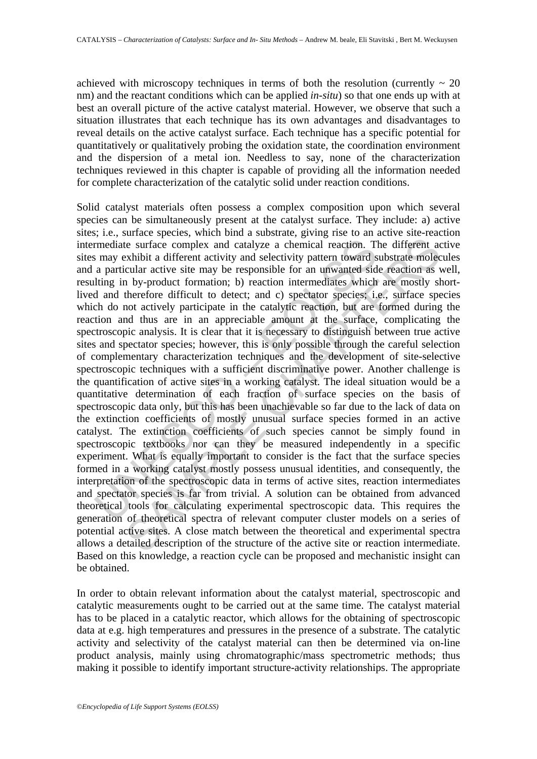achieved with microscopy techniques in terms of both the resolution (currently ~ 20 nm) and the reactant conditions which can be applied *in-situ*) so that one ends up with at best an overall picture of the active catalyst material. However, we observe that such a situation illustrates that each technique has its own advantages and disadvantages to reveal details on the active catalyst surface. Each technique has a specific potential for quantitatively or qualitatively probing the oxidation state, the coordination environment and the dispersion of a metal ion. Needless to say, none of the characterization techniques reviewed in this chapter is capable of providing all the information needed for complete characterization of the catalytic solid under reaction conditions.

Solid catalyst materials often possess a complex composition upon which several species can be simultaneously present at the catalyst surface. They include: a) active sites; i.e., surface species, which bind a substrate, giving rise to an active site-reaction intermediate surface complex and catalyze a chemical reaction. The different active sites may exhibit a different activity and selectivity pattern toward substrate molecules and a particular active site may be responsible for an unwanted side reaction as well, resulting in by-product formation; b) reaction intermediates which are mostly short-lived and therefore difficult to detect; and c) spectator species; i.e., surface species which do not actively participate in the catalytic reaction, but are formed during the reaction and thus are in an appreciable amount at the surface, complicating the spectroscopic analysis. It is clear that it is necessary to distinguish between true active sites and spectator species; however, this is only possible through the careful selection of complementary characterization techniques and the development of site-selective spectroscopic techniques with a sufficient discriminative power. Another challenge is the quantification of active sites in a working catalyst. The ideal situation would be a quantitative determination of each fraction of surface species on the basis of spectroscopic data only, but this has been unachievable so far due to the lack of data on the extinction coefficients of mostly unusual surface species formed in an active catalyst. The extinction coefficients of such species cannot be simply found in spectroscopic textbooks nor can they be measured independently in a specific experiment. What is equally important to consider is the fact that the surface species formed in a working catalyst mostly possess unusual identities, and consequently, the interpretation of the spectroscopic data in terms of active sites, reaction intermediates and spectator species is far from trivial. A solution can be obtained from advanced theoretical tools for calculating experimental spectroscopic data. This requires the generation of theoretical spectra of relevant computer cluster models on a series of potential active sites. A close match between the theoretical and experimental spectra allows a detailed description of the structure of the active site or reaction intermediate. Based on this knowledge, a reaction cycle can be proposed and mechanistic insight can be obtained.

In order to obtain relevant information about the catalyst material, spectroscopic and catalytic measurements ought to be carried out at the same time. The catalyst material has to be placed in a catalytic reactor, which allows for the obtaining of spectroscopic data at e.g. high temperatures and pressures in the presence of a substrate. The catalytic activity and selectivity of the catalyst material can then be determined via on-line product analysis, mainly using chromatographic/mass spectrometric methods; thus making it possible to identify important structure-activity relationships. The appropriate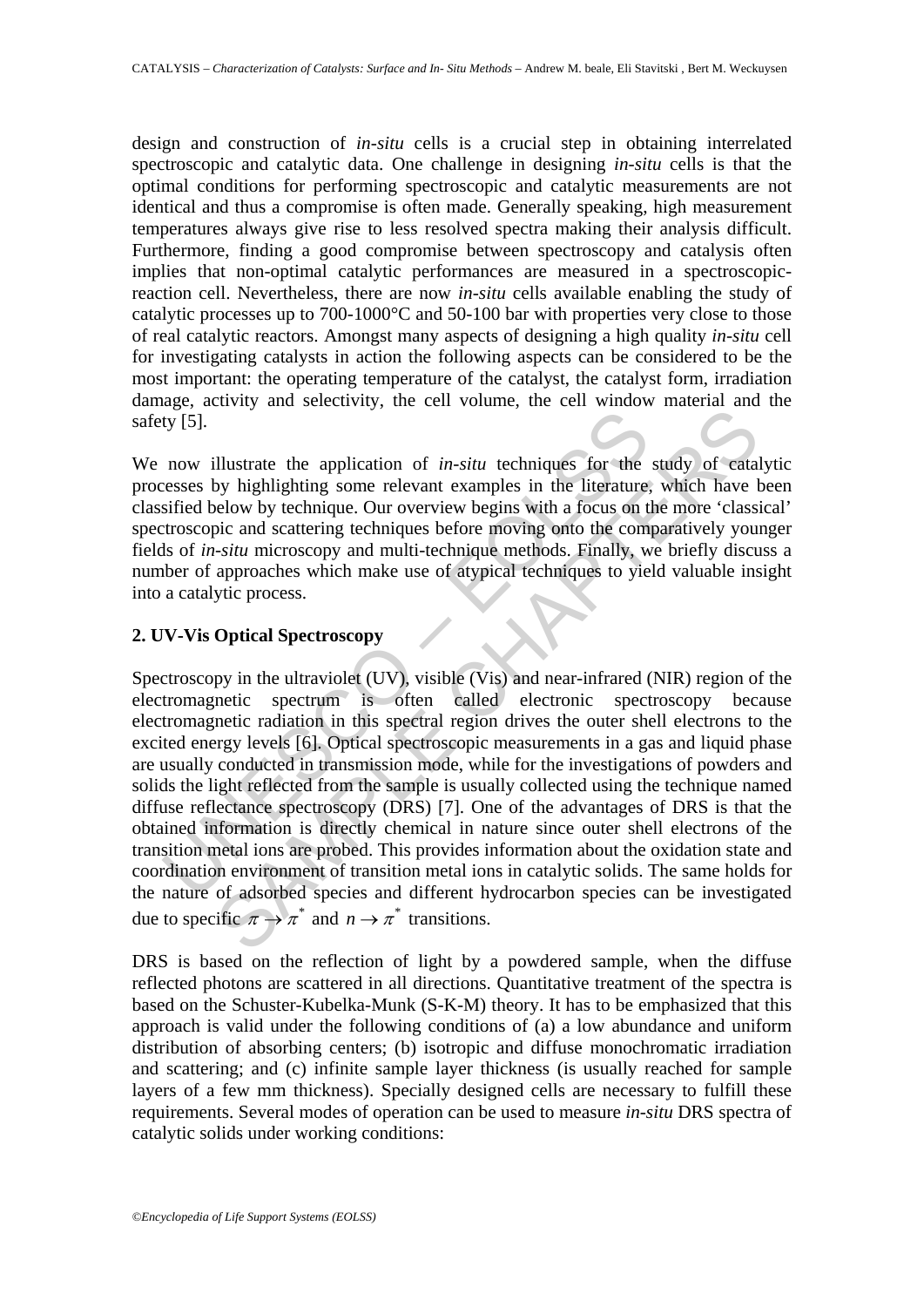design and construction of *in-situ* cells is a crucial step in obtaining interrelated spectroscopic and catalytic data. One challenge in designing *in-situ* cells is that the optimal conditions for performing spectroscopic and catalytic measurements are not identical and thus a compromise is often made. Generally speaking, high measurement temperatures always give rise to less resolved spectra making their analysis difficult. Furthermore, finding a good compromise between spectroscopy and catalysis often implies that non-optimal catalytic performances are measured in a spectroscopic-reaction cell. Nevertheless, there are now *in-situ* cells available enabling the study of catalytic processes up to 700-1000°C and 50-100 bar with properties very close to those of real catalytic reactors. Amongst many aspects of designing a high quality *in-situ* cell for investigating catalysts in action the following aspects can be considered to be the most important: the operating temperature of the catalyst, the catalyst form, irradiation damage, activity and selectivity, the cell volume, the cell window material and the safety [5].

We now illustrate the application of *in-situ* techniques for the study of catalytic processes by highlighting some relevant examples in the literature, which have been classified below by technique. Our overview begins with a focus on the more 'classical' spectroscopic and scattering techniques before moving onto the comparatively younger fields of *in-situ* microscopy and multi-technique methods. Finally, we briefly discuss a number of approaches which make use of atypical techniques to yield valuable insight into a catalytic process.

## 2. UV-Vis Optical Spectroscopy

Spectroscopy in the ultraviolet (UV), visible (Vis) and near-infrared (NIR) region of the electromagnetic spectrum is often called electronic spectroscopy because electromagnetic radiation in this spectral region drives the outer shell electrons to the excited energy levels [6]. Optical spectroscopic measurements in a gas and liquid phase are usually conducted in transmission mode, while for the investigations of powders and solids the light reflected from the sample is usually collected using the technique named diffuse reflectance spectroscopy (DRS) [7]. One of the advantages of DRS is that the obtained information is directly chemical in nature since outer shell electrons of the transition metal ions are probed. This provides information about the oxidation state and coordination environment of transition metal ions in catalytic solids. The same holds for the nature of adsorbed species and different hydrocarbon species can be investigated due to specific $\pi \rightarrow \pi^*$ and $n \rightarrow \pi^*$ transitions.

DRS is based on the reflection of light by a powdered sample, when the diffuse reflected photons are scattered in all directions. Quantitative treatment of the spectra is based on the Schuster-Kubelka-Munk (S-K-M) theory. It has to be emphasized that this approach is valid under the following conditions of (a) a low abundance and uniform distribution of absorbing centers; (b) isotropic and diffuse monochromatic irradiation and scattering; and (c) infinite sample layer thickness (is usually reached for sample layers of a few mm thickness). Specially designed cells are necessary to fulfill these requirements. Several modes of operation can be used to measure *in-situ* DRS spectra of catalytic solids under working conditions: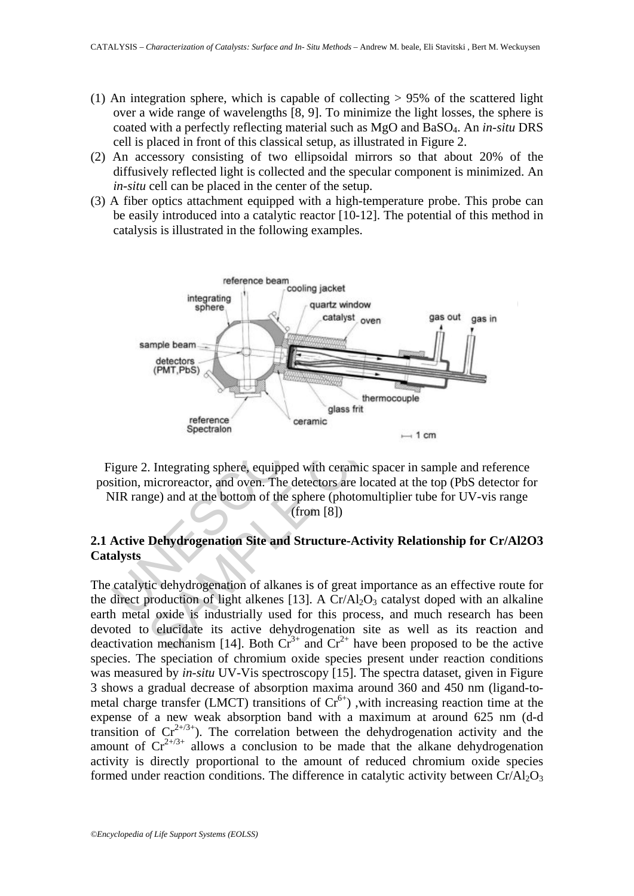(1) An integration sphere, which is capable of collecting > 95% of the scattered light over a wide range of wavelengths [8, 9]. To minimize the light losses, the sphere is coated with a perfectly reflecting material such as MgO and $BaSO_4$. An *in-situ* DRS cell is placed in front of this classical setup, as illustrated in Figure 2.
(2) An accessory consisting of two ellipsoidal mirrors so that about 20% of the diffusively reflected light is collected and the specular component is minimized. An *in-situ* cell can be placed in the center of the setup.
(3) A fiber optics attachment equipped with a high-temperature probe. This probe can be easily introduced into a catalytic reactor [10-12]. The potential of this method in catalysis is illustrated in the following examples.

Figure 2. Integrating sphere, equipped with ceramic spacer in sample and reference position, microreactor, and oven. The detectors are located at the top (PbS detector for NIR range) and at the bottom of the sphere (photomultiplier tube for UV-vis range (from [8])

## 2.1 Active Dehydrogenation Site and Structure-Activity Relationship for Cr/Al2O3 Catalysts

The catalytic dehydrogenation of alkanes is of great importance as an effective route for the direct production of light alkenes [13]. A $Cr/Al_2O_3$ catalyst doped with an alkaline earth metal oxide is industrially used for this process, and much research has been devoted to elucidate its active dehydrogenation site as well as its reaction and deactivation mechanism [14]. Both $Cr^{3+}$ and $Cr^{2+}$ have been proposed to be the active species. The speciation of chromium oxide species present under reaction conditions was measured by *in-situ* UV-Vis spectroscopy [15]. The spectra dataset, given in Figure 3 shows a gradual decrease of absorption maxima around 360 and 450 nm (ligand-to-metal charge transfer (LMCT) transitions of $Cr^{6+}$) ,with increasing reaction time at the expense of a new weak absorption band with a maximum at around 625 nm (d-d transition of $Cr^{2+/3+}$). The correlation between the dehydrogenation activity and the amount of $Cr^{2+/3+}$ allows a conclusion to be made that the alkane dehydrogenation activity is directly proportional to the amount of reduced chromium oxide species formed under reaction conditions. The difference in catalytic activity between $Cr/Al_2O_3$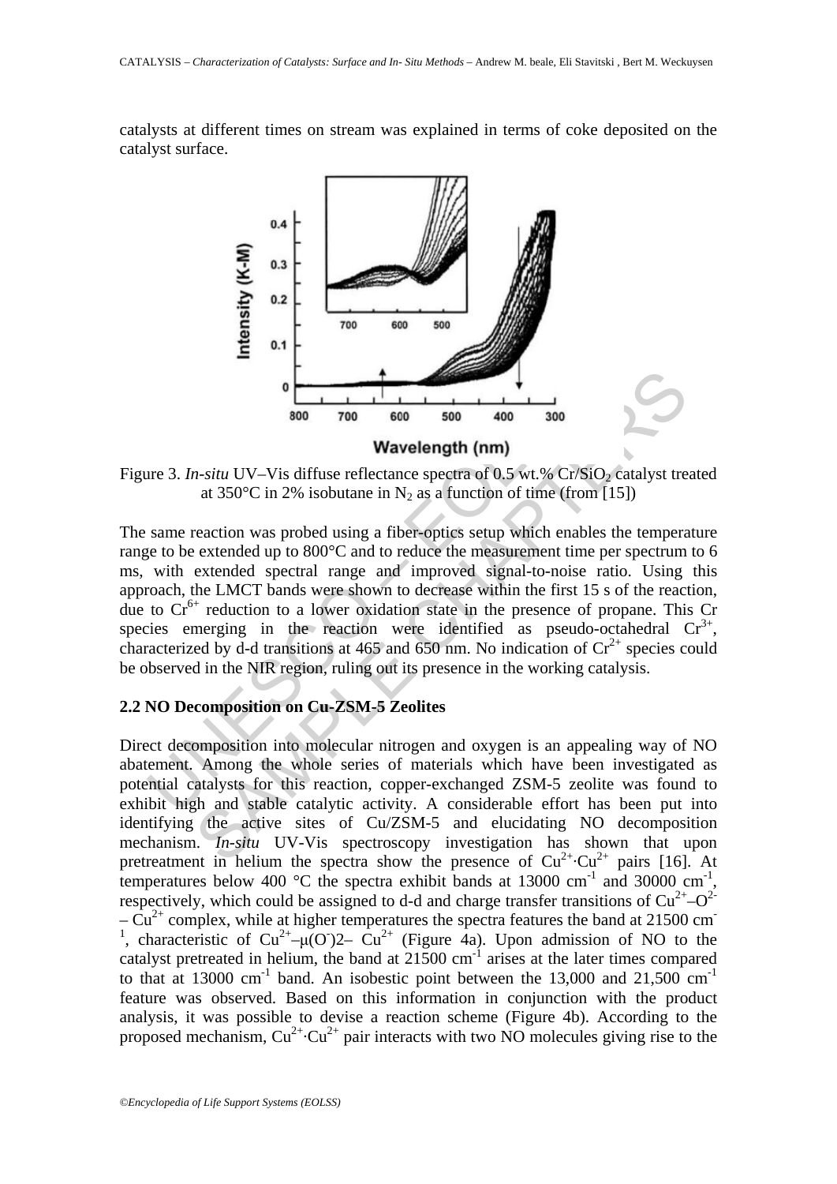catalysts at different times on stream was explained in terms of coke deposited on the catalyst surface.

Figure 3. *In-situ* UV–Vis diffuse reflectance spectra of 0.5 wt.% $Cr/SiO_2$ catalyst treated at 350°C in 2% isobutane in $N_2$ as a function of time (from [15])

The same reaction was probed using a fiber-optics setup which enables the temperature range to be extended up to 800°C and to reduce the measurement time per spectrum to 6 ms, with extended spectral range and improved signal-to-noise ratio. Using this approach, the LMCT bands were shown to decrease within the first 15 s of the reaction, due to $Cr^{6+}$ reduction to a lower oxidation state in the presence of propane. This Cr species emerging in the reaction were identified as pseudo-octahedral $Cr^{3+}$, characterized by d-d transitions at 465 and 650 nm. No indication of $Cr^{2+}$ species could be observed in the NIR region, ruling out its presence in the working catalysis.

## 2.2 NO Decomposition on Cu-ZSM-5 Zeolites

Direct decomposition into molecular nitrogen and oxygen is an appealing way of NO abatement. Among the whole series of materials which have been investigated as potential catalysts for this reaction, copper-exchanged ZSM-5 zeolite was found to exhibit high and stable catalytic activity. A considerable effort has been put into identifying the active sites of Cu/ZSM-5 and elucidating NO decomposition mechanism. *In-situ* UV-Vis spectroscopy investigation has shown that upon pretreatment in helium the spectra show the presence of $Cu^{2+}{\cdot}Cu^{2+}$ pairs [16]. At temperatures below 400 °C the spectra exhibit bands at 13000 $cm^{-1}$ and 30000 $cm^{-1}$, respectively, which could be assigned to d-d and charge transfer transitions of $Cu^{2+}–O^{2-}–Cu^{2+}$ complex, while at higher temperatures the spectra features the band at 21500 $cm^{-1}$, characteristic of $Cu^{2+}–\mu(O^{-})2–Cu^{2+}$ (Figure 4a). Upon admission of NO to the catalyst pretreated in helium, the band at 21500 $cm^{-1}$ arises at the later times compared to that at 13000 $cm^{-1}$ band. An isobestic point between the 13,000 and 21,500 $cm^{-1}$ feature was observed. Based on this information in conjunction with the product analysis, it was possible to devise a reaction scheme (Figure 4b). According to the proposed mechanism, $Cu^{2+}{\cdot}Cu^{2+}$ pair interacts with two NO molecules giving rise to the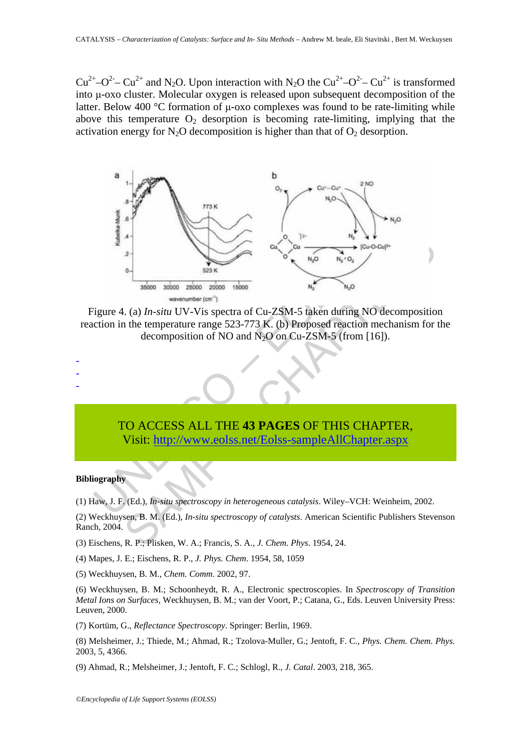$Cu^{2+}–O^{2-}– Cu^{2+}$ and $N_2O$. Upon interaction with $N_2O$ the $Cu^{2+}–O^{2-}– Cu^{2+}$ is transformed into μ-oxo cluster. Molecular oxygen is released upon subsequent decomposition of the latter. Below 400 °C formation of μ-oxo complexes was found to be rate-limiting while above this temperature $O_2$ desorption is becoming rate-limiting, implying that the activation energy for $N_2O$ decomposition is higher than that of $O_2$ desorption.

Figure 4. (a) *In-situ* UV-Vis spectra of Cu-ZSM-5 taken during NO decomposition reaction in the temperature range 523-773 K. (b) Proposed reaction mechanism for the decomposition of NO and $N_2O$ on Cu-ZSM-5 (from [16]).

-
-
-

TO ACCESS ALL THE **43 PAGES** OF THIS CHAPTER,
Visit: http://www.eolss.net/Eolss-sampleAllChapter.aspx

**Bibliography**

(1) Haw, J. F. (Ed.), *In-situ spectroscopy in heterogeneous catalysis*. Wiley–VCH: Weinheim, 2002.

(2) Weckhuysen, B. M. (Ed.), *In-situ spectroscopy of catalysts*. American Scientific Publishers Stevenson Ranch, 2004.

(3) Eischens, R. P.; Plisken, W. A.; Francis, S. A., *J. Chem. Phys*. 1954, 24.

(4) Mapes, J. E.; Eischens, R. P., *J. Phys. Chem*. 1954, 58, 1059

(5) Weckhuysen, B. M., *Chem. Comm*. 2002, 97.

(6) Weckhuysen, B. M.; Schoonheydt, R. A., Electronic spectroscopies. In *Spectroscopy of Transition Metal Ions on Surfaces*, Weckhuysen, B. M.; van der Voort, P.; Catana, G., Eds. Leuven University Press: Leuven, 2000.

(7) Kortüm, G., *Reflectance Spectroscopy*. Springer: Berlin, 1969.

(8) Melsheimer, J.; Thiede, M.; Ahmad, R.; Tzolova-Muller, G.; Jentoft, F. C., *Phys. Chem. Chem. Phys.* 2003, 5, 4366.

(9) Ahmad, R.; Melsheimer, J.; Jentoft, F. C.; Schlogl, R., *J. Catal*. 2003, 218, 365.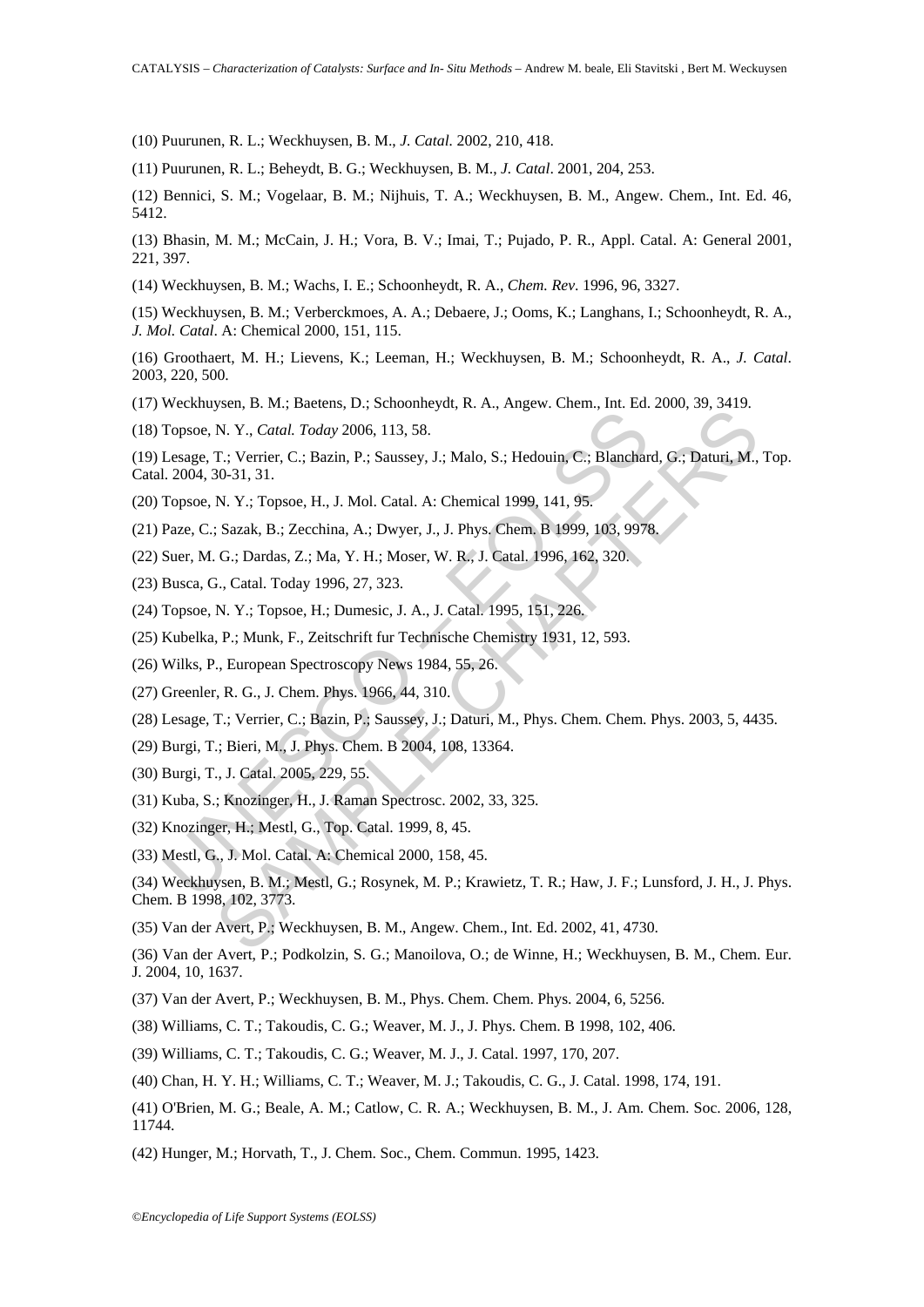(10) Puurunen, R. L.; Weckhuysen, B. M., *J. Catal.* 2002, 210, 418.

(11) Puurunen, R. L.; Beheydt, B. G.; Weckhuysen, B. M., *J. Catal*. 2001, 204, 253.

(12) Bennici, S. M.; Vogelaar, B. M.; Nijhuis, T. A.; Weckhuysen, B. M., Angew. Chem., Int. Ed. 46, 5412.

(13) Bhasin, M. M.; McCain, J. H.; Vora, B. V.; Imai, T.; Pujado, P. R., Appl. Catal. A: General 2001, 221, 397.

(14) Weckhuysen, B. M.; Wachs, I. E.; Schoonheydt, R. A., *Chem. Rev*. 1996, 96, 3327.

(15) Weckhuysen, B. M.; Verberckmoes, A. A.; Debaere, J.; Ooms, K.; Langhans, I.; Schoonheydt, R. A., *J. Mol. Catal*. A: Chemical 2000, 151, 115.

(16) Groothaert, M. H.; Lievens, K.; Leeman, H.; Weckhuysen, B. M.; Schoonheydt, R. A., *J. Catal*. 2003, 220, 500.

(17) Weckhuysen, B. M.; Baetens, D.; Schoonheydt, R. A., Angew. Chem., Int. Ed. 2000, 39, 3419.

(18) Topsoe, N. Y., *Catal. Today* 2006, 113, 58.

(19) Lesage, T.; Verrier, C.; Bazin, P.; Saussey, J.; Malo, S.; Hedouin, C.; Blanchard, G.; Daturi, M., Top. Catal. 2004, 30-31, 31.

(20) Topsoe, N. Y.; Topsoe, H., J. Mol. Catal. A: Chemical 1999, 141, 95.

(21) Paze, C.; Sazak, B.; Zecchina, A.; Dwyer, J., J. Phys. Chem. B 1999, 103, 9978.

(22) Suer, M. G.; Dardas, Z.; Ma, Y. H.; Moser, W. R., J. Catal. 1996, 162, 320.

(23) Busca, G., Catal. Today 1996, 27, 323.

(24) Topsoe, N. Y.; Topsoe, H.; Dumesic, J. A., J. Catal. 1995, 151, 226.

(25) Kubelka, P.; Munk, F., Zeitschrift fur Technische Chemistry 1931, 12, 593.

(26) Wilks, P., European Spectroscopy News 1984, 55, 26.

(27) Greenler, R. G., J. Chem. Phys. 1966, 44, 310.

(28) Lesage, T.; Verrier, C.; Bazin, P.; Saussey, J.; Daturi, M., Phys. Chem. Chem. Phys. 2003, 5, 4435.

(29) Burgi, T.; Bieri, M., J. Phys. Chem. B 2004, 108, 13364.

(30) Burgi, T., J. Catal. 2005, 229, 55.

(31) Kuba, S.; Knozinger, H., J. Raman Spectrosc. 2002, 33, 325.

(32) Knozinger, H.; Mestl, G., Top. Catal. 1999, 8, 45.

(33) Mestl, G., J. Mol. Catal. A: Chemical 2000, 158, 45.

(34) Weckhuysen, B. M.; Mestl, G.; Rosynek, M. P.; Krawietz, T. R.; Haw, J. F.; Lunsford, J. H., J. Phys. Chem. B 1998, 102, 3773.

(35) Van der Avert, P.; Weckhuysen, B. M., Angew. Chem., Int. Ed. 2002, 41, 4730.

(36) Van der Avert, P.; Podkolzin, S. G.; Manoilova, O.; de Winne, H.; Weckhuysen, B. M., Chem. Eur. J. 2004, 10, 1637.

(37) Van der Avert, P.; Weckhuysen, B. M., Phys. Chem. Chem. Phys. 2004, 6, 5256.

(38) Williams, C. T.; Takoudis, C. G.; Weaver, M. J., J. Phys. Chem. B 1998, 102, 406.

(39) Williams, C. T.; Takoudis, C. G.; Weaver, M. J., J. Catal. 1997, 170, 207.

(40) Chan, H. Y. H.; Williams, C. T.; Weaver, M. J.; Takoudis, C. G., J. Catal. 1998, 174, 191.

(41) O'Brien, M. G.; Beale, A. M.; Catlow, C. R. A.; Weckhuysen, B. M., J. Am. Chem. Soc. 2006, 128, 11744.

(42) Hunger, M.; Horvath, T., J. Chem. Soc., Chem. Commun. 1995, 1423.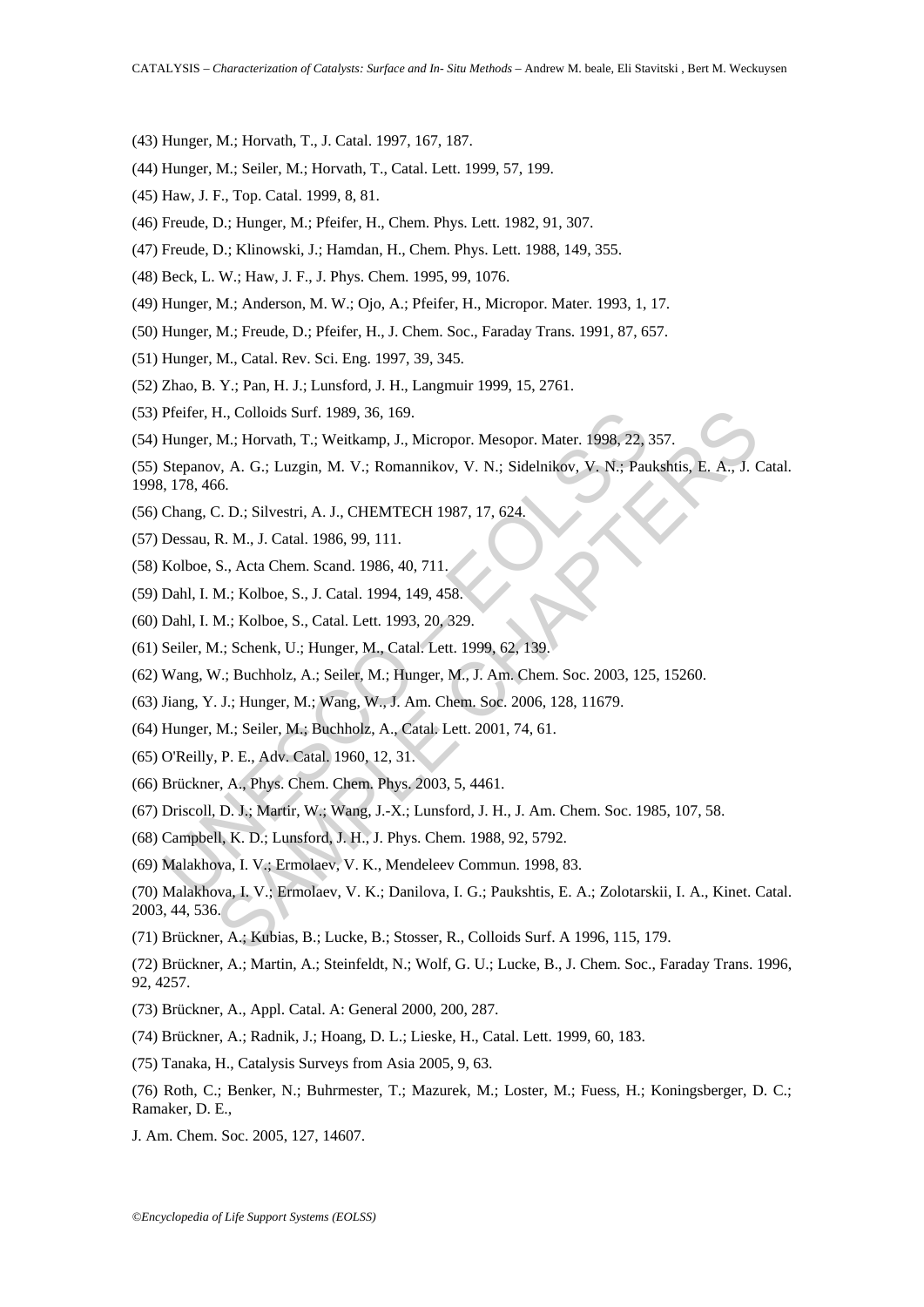(43) Hunger, M.; Horvath, T., J. Catal. 1997, 167, 187.

(44) Hunger, M.; Seiler, M.; Horvath, T., Catal. Lett. 1999, 57, 199.

(45) Haw, J. F., Top. Catal. 1999, 8, 81.

(46) Freude, D.; Hunger, M.; Pfeifer, H., Chem. Phys. Lett. 1982, 91, 307.

(47) Freude, D.; Klinowski, J.; Hamdan, H., Chem. Phys. Lett. 1988, 149, 355.

(48) Beck, L. W.; Haw, J. F., J. Phys. Chem. 1995, 99, 1076.

(49) Hunger, M.; Anderson, M. W.; Ojo, A.; Pfeifer, H., Micropor. Mater. 1993, 1, 17.

(50) Hunger, M.; Freude, D.; Pfeifer, H., J. Chem. Soc., Faraday Trans. 1991, 87, 657.

(51) Hunger, M., Catal. Rev. Sci. Eng. 1997, 39, 345.

(52) Zhao, B. Y.; Pan, H. J.; Lunsford, J. H., Langmuir 1999, 15, 2761.

(53) Pfeifer, H., Colloids Surf. 1989, 36, 169.

(54) Hunger, M.; Horvath, T.; Weitkamp, J., Micropor. Mesopor. Mater. 1998, 22, 357.

(55) Stepanov, A. G.; Luzgin, M. V.; Romannikov, V. N.; Sidelnikov, V. N.; Paukshtis, E. A., J. Catal. 1998, 178, 466.

(56) Chang, C. D.; Silvestri, A. J., CHEMTECH 1987, 17, 624.

(57) Dessau, R. M., J. Catal. 1986, 99, 111.

(58) Kolboe, S., Acta Chem. Scand. 1986, 40, 711.

(59) Dahl, I. M.; Kolboe, S., J. Catal. 1994, 149, 458.

(60) Dahl, I. M.; Kolboe, S., Catal. Lett. 1993, 20, 329.

(61) Seiler, M.; Schenk, U.; Hunger, M., Catal. Lett. 1999, 62, 139.

(62) Wang, W.; Buchholz, A.; Seiler, M.; Hunger, M., J. Am. Chem. Soc. 2003, 125, 15260.

(63) Jiang, Y. J.; Hunger, M.; Wang, W., J. Am. Chem. Soc. 2006, 128, 11679.

(64) Hunger, M.; Seiler, M.; Buchholz, A., Catal. Lett. 2001, 74, 61.

(65) O'Reilly, P. E., Adv. Catal. 1960, 12, 31.

(66) Brückner, A., Phys. Chem. Chem. Phys. 2003, 5, 4461.

(67) Driscoll, D. J.; Martir, W.; Wang, J.-X.; Lunsford, J. H., J. Am. Chem. Soc. 1985, 107, 58.

(68) Campbell, K. D.; Lunsford, J. H., J. Phys. Chem. 1988, 92, 5792.

(69) Malakhova, I. V.; Ermolaev, V. K., Mendeleev Commun. 1998, 83.

(70) Malakhova, I. V.; Ermolaev, V. K.; Danilova, I. G.; Paukshtis, E. A.; Zolotarskii, I. A., Kinet. Catal. 2003, 44, 536.

(71) Brückner, A.; Kubias, B.; Lucke, B.; Stosser, R., Colloids Surf. A 1996, 115, 179.

(72) Brückner, A.; Martin, A.; Steinfeldt, N.; Wolf, G. U.; Lucke, B., J. Chem. Soc., Faraday Trans. 1996, 92, 4257.

(73) Brückner, A., Appl. Catal. A: General 2000, 200, 287.

(74) Brückner, A.; Radnik, J.; Hoang, D. L.; Lieske, H., Catal. Lett. 1999, 60, 183.

(75) Tanaka, H., Catalysis Surveys from Asia 2005, 9, 63.

(76) Roth, C.; Benker, N.; Buhrmester, T.; Mazurek, M.; Loster, M.; Fuess, H.; Koningsberger, D. C.; Ramaker, D. E.,

J. Am. Chem. Soc. 2005, 127, 14607.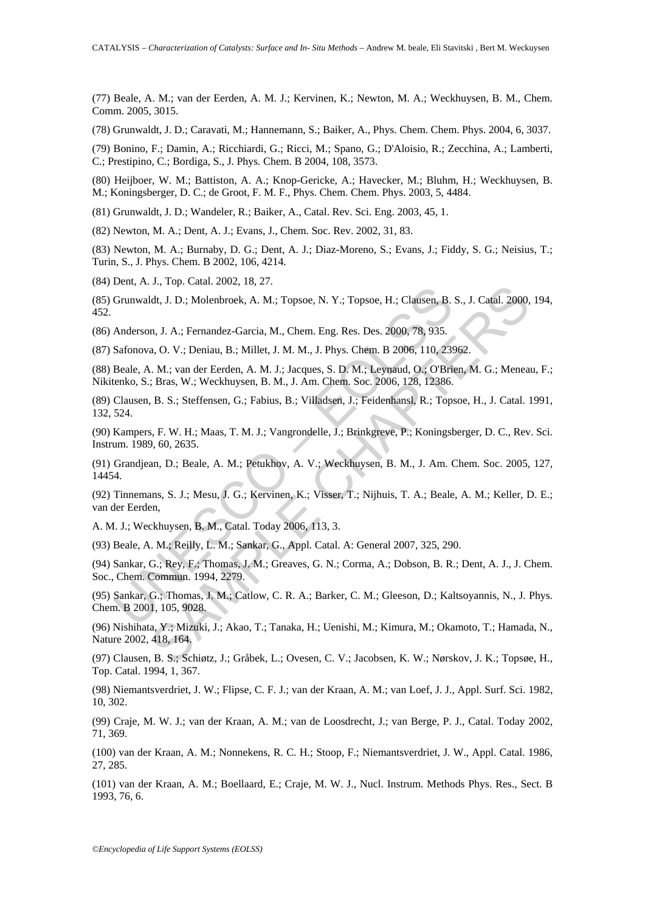(77) Beale, A. M.; van der Eerden, A. M. J.; Kervinen, K.; Newton, M. A.; Weckhuysen, B. M., Chem. Comm. 2005, 3015.

(78) Grunwaldt, J. D.; Caravati, M.; Hannemann, S.; Baiker, A., Phys. Chem. Chem. Phys. 2004, 6, 3037.

(79) Bonino, F.; Damin, A.; Ricchiardi, G.; Ricci, M.; Spano, G.; D'Aloisio, R.; Zecchina, A.; Lamberti, C.; Prestipino, C.; Bordiga, S., J. Phys. Chem. B 2004, 108, 3573.

(80) Heijboer, W. M.; Battiston, A. A.; Knop-Gericke, A.; Havecker, M.; Bluhm, H.; Weckhuysen, B. M.; Koningsberger, D. C.; de Groot, F. M. F., Phys. Chem. Chem. Phys. 2003, 5, 4484.

(81) Grunwaldt, J. D.; Wandeler, R.; Baiker, A., Catal. Rev. Sci. Eng. 2003, 45, 1.

(82) Newton, M. A.; Dent, A. J.; Evans, J., Chem. Soc. Rev. 2002, 31, 83.

(83) Newton, M. A.; Burnaby, D. G.; Dent, A. J.; Diaz-Moreno, S.; Evans, J.; Fiddy, S. G.; Neisius, T.; Turin, S., J. Phys. Chem. B 2002, 106, 4214.

(84) Dent, A. J., Top. Catal. 2002, 18, 27.

(85) Grunwaldt, J. D.; Molenbroek, A. M.; Topsoe, N. Y.; Topsoe, H.; Clausen, B. S., J. Catal. 2000, 194, 452.

(86) Anderson, J. A.; Fernandez-Garcia, M., Chem. Eng. Res. Des. 2000, 78, 935.

(87) Safonova, O. V.; Deniau, B.; Millet, J. M. M., J. Phys. Chem. B 2006, 110, 23962.

(88) Beale, A. M.; van der Eerden, A. M. J.; Jacques, S. D. M.; Leynaud, O.; O'Brien, M. G.; Meneau, F.; Nikitenko, S.; Bras, W.; Weckhuysen, B. M., J. Am. Chem. Soc. 2006, 128, 12386.

(89) Clausen, B. S.; Steffensen, G.; Fabius, B.; Villadsen, J.; Feidenhansl, R.; Topsoe, H., J. Catal. 1991, 132, 524.

(90) Kampers, F. W. H.; Maas, T. M. J.; Vangrondelle, J.; Brinkgreve, P.; Koningsberger, D. C., Rev. Sci. Instrum. 1989, 60, 2635.

(91) Grandjean, D.; Beale, A. M.; Petukhov, A. V.; Weckhuysen, B. M., J. Am. Chem. Soc. 2005, 127, 14454.

(92) Tinnemans, S. J.; Mesu, J. G.; Kervinen, K.; Visser, T.; Nijhuis, T. A.; Beale, A. M.; Keller, D. E.; van der Eerden,

A. M. J.; Weckhuysen, B. M., Catal. Today 2006, 113, 3.

(93) Beale, A. M.; Reilly, L. M.; Sankar, G., Appl. Catal. A: General 2007, 325, 290.

(94) Sankar, G.; Rey, F.; Thomas, J. M.; Greaves, G. N.; Corma, A.; Dobson, B. R.; Dent, A. J., J. Chem. Soc., Chem. Commun. 1994, 2279.

(95) Sankar, G.; Thomas, J. M.; Catlow, C. R. A.; Barker, C. M.; Gleeson, D.; Kaltsoyannis, N., J. Phys. Chem. B 2001, 105, 9028.

(96) Nishihata, Y.; Mizuki, J.; Akao, T.; Tanaka, H.; Uenishi, M.; Kimura, M.; Okamoto, T.; Hamada, N., Nature 2002, 418, 164.

(97) Clausen, B. S.; Schiøtz, J.; Gråbek, L.; Ovesen, C. V.; Jacobsen, K. W.; Nørskov, J. K.; Topsøe, H., Top. Catal. 1994, 1, 367.

(98) Niemantsverdriet, J. W.; Flipse, C. F. J.; van der Kraan, A. M.; van Loef, J. J., Appl. Surf. Sci. 1982, 10, 302.

(99) Craje, M. W. J.; van der Kraan, A. M.; van de Loosdrecht, J.; van Berge, P. J., Catal. Today 2002, 71, 369.

(100) van der Kraan, A. M.; Nonnekens, R. C. H.; Stoop, F.; Niemantsverdriet, J. W., Appl. Catal. 1986, 27, 285.

(101) van der Kraan, A. M.; Boellaard, E.; Craje, M. W. J., Nucl. Instrum. Methods Phys. Res., Sect. B 1993, 76, 6.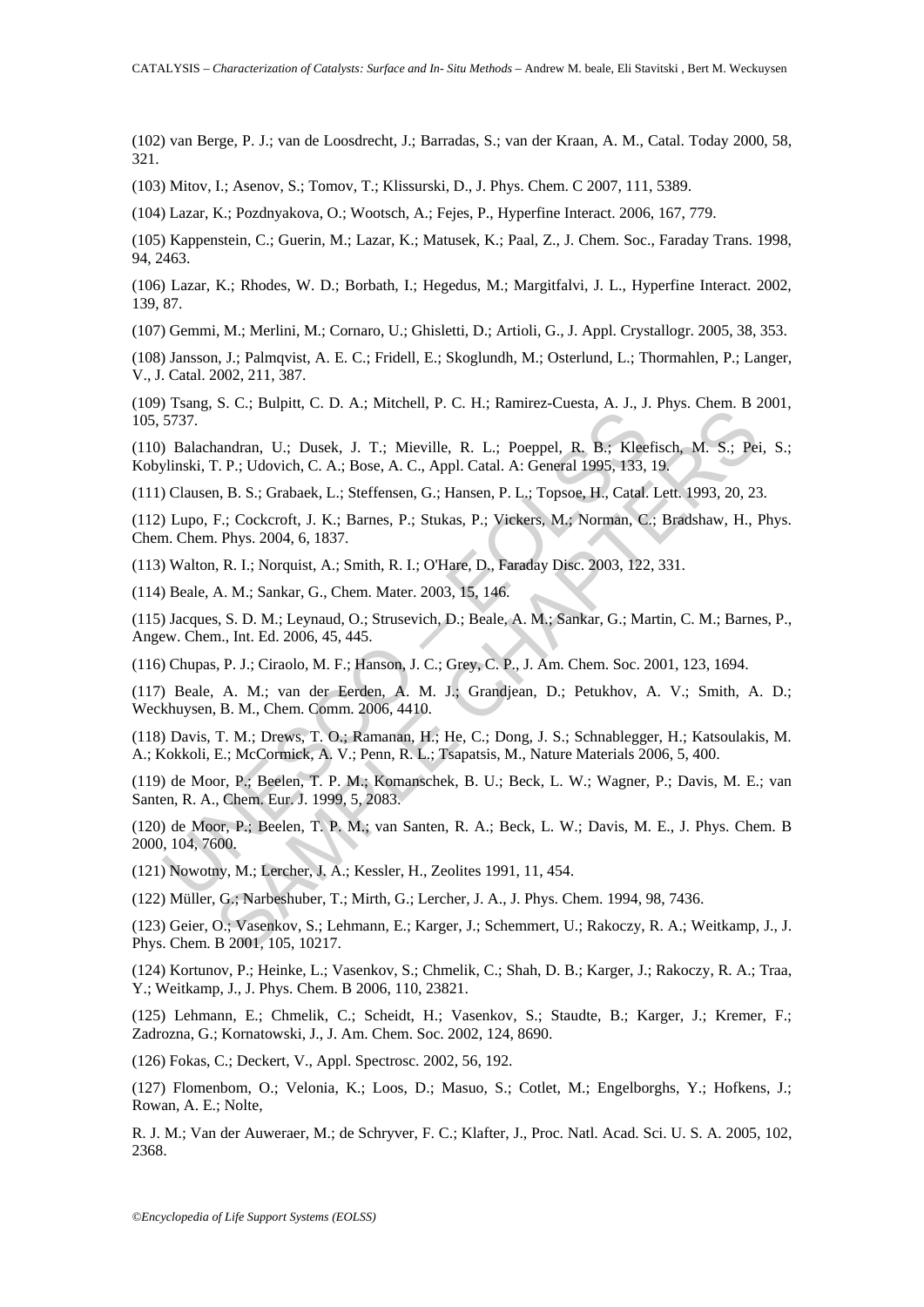(102) van Berge, P. J.; van de Loosdrecht, J.; Barradas, S.; van der Kraan, A. M., Catal. Today 2000, 58, 321.

(103) Mitov, I.; Asenov, S.; Tomov, T.; Klissurski, D., J. Phys. Chem. C 2007, 111, 5389.

(104) Lazar, K.; Pozdnyakova, O.; Wootsch, A.; Fejes, P., Hyperfine Interact. 2006, 167, 779.

(105) Kappenstein, C.; Guerin, M.; Lazar, K.; Matusek, K.; Paal, Z., J. Chem. Soc., Faraday Trans. 1998, 94, 2463.

(106) Lazar, K.; Rhodes, W. D.; Borbath, I.; Hegedus, M.; Margitfalvi, J. L., Hyperfine Interact. 2002, 139, 87.

(107) Gemmi, M.; Merlini, M.; Cornaro, U.; Ghisletti, D.; Artioli, G., J. Appl. Crystallogr. 2005, 38, 353.

(108) Jansson, J.; Palmqvist, A. E. C.; Fridell, E.; Skoglundh, M.; Osterlund, L.; Thormahlen, P.; Langer, V., J. Catal. 2002, 211, 387.

(109) Tsang, S. C.; Bulpitt, C. D. A.; Mitchell, P. C. H.; Ramirez-Cuesta, A. J., J. Phys. Chem. B 2001, 105, 5737.

(110) Balachandran, U.; Dusek, J. T.; Mieville, R. L.; Poeppel, R. B.; Kleefisch, M. S.; Pei, S.; Kobylinski, T. P.; Udovich, C. A.; Bose, A. C., Appl. Catal. A: General 1995, 133, 19.

(111) Clausen, B. S.; Grabaek, L.; Steffensen, G.; Hansen, P. L.; Topsoe, H., Catal. Lett. 1993, 20, 23.

(112) Lupo, F.; Cockcroft, J. K.; Barnes, P.; Stukas, P.; Vickers, M.; Norman, C.; Bradshaw, H., Phys. Chem. Chem. Phys. 2004, 6, 1837.

(113) Walton, R. I.; Norquist, A.; Smith, R. I.; O'Hare, D., Faraday Disc. 2003, 122, 331.

(114) Beale, A. M.; Sankar, G., Chem. Mater. 2003, 15, 146.

(115) Jacques, S. D. M.; Leynaud, O.; Strusevich, D.; Beale, A. M.; Sankar, G.; Martin, C. M.; Barnes, P., Angew. Chem., Int. Ed. 2006, 45, 445.

(116) Chupas, P. J.; Ciraolo, M. F.; Hanson, J. C.; Grey, C. P., J. Am. Chem. Soc. 2001, 123, 1694.

(117) Beale, A. M.; van der Eerden, A. M. J.; Grandjean, D.; Petukhov, A. V.; Smith, A. D.; Weckhuysen, B. M., Chem. Comm. 2006, 4410.

(118) Davis, T. M.; Drews, T. O.; Ramanan, H.; He, C.; Dong, J. S.; Schnablegger, H.; Katsoulakis, M. A.; Kokkoli, E.; McCormick, A. V.; Penn, R. L.; Tsapatsis, M., Nature Materials 2006, 5, 400.

(119) de Moor, P.; Beelen, T. P. M.; Komanschek, B. U.; Beck, L. W.; Wagner, P.; Davis, M. E.; van Santen, R. A., Chem. Eur. J. 1999, 5, 2083.

(120) de Moor, P.; Beelen, T. P. M.; van Santen, R. A.; Beck, L. W.; Davis, M. E., J. Phys. Chem. B 2000, 104, 7600.

(121) Nowotny, M.; Lercher, J. A.; Kessler, H., Zeolites 1991, 11, 454.

(122) Müller, G.; Narbeshuber, T.; Mirth, G.; Lercher, J. A., J. Phys. Chem. 1994, 98, 7436.

(123) Geier, O.; Vasenkov, S.; Lehmann, E.; Karger, J.; Schemmert, U.; Rakoczy, R. A.; Weitkamp, J., J. Phys. Chem. B 2001, 105, 10217.

(124) Kortunov, P.; Heinke, L.; Vasenkov, S.; Chmelik, C.; Shah, D. B.; Karger, J.; Rakoczy, R. A.; Traa, Y.; Weitkamp, J., J. Phys. Chem. B 2006, 110, 23821.

(125) Lehmann, E.; Chmelik, C.; Scheidt, H.; Vasenkov, S.; Staudte, B.; Karger, J.; Kremer, F.; Zadrozna, G.; Kornatowski, J., J. Am. Chem. Soc. 2002, 124, 8690.

(126) Fokas, C.; Deckert, V., Appl. Spectrosc. 2002, 56, 192.

(127) Flomenbom, O.; Velonia, K.; Loos, D.; Masuo, S.; Cotlet, M.; Engelborghs, Y.; Hofkens, J.; Rowan, A. E.; Nolte, R. J. M.; Van der Auweraer, M.; de Schryver, F. C.; Klafter, J., Proc. Natl. Acad. Sci. U. S. A. 2005, 102, 2368.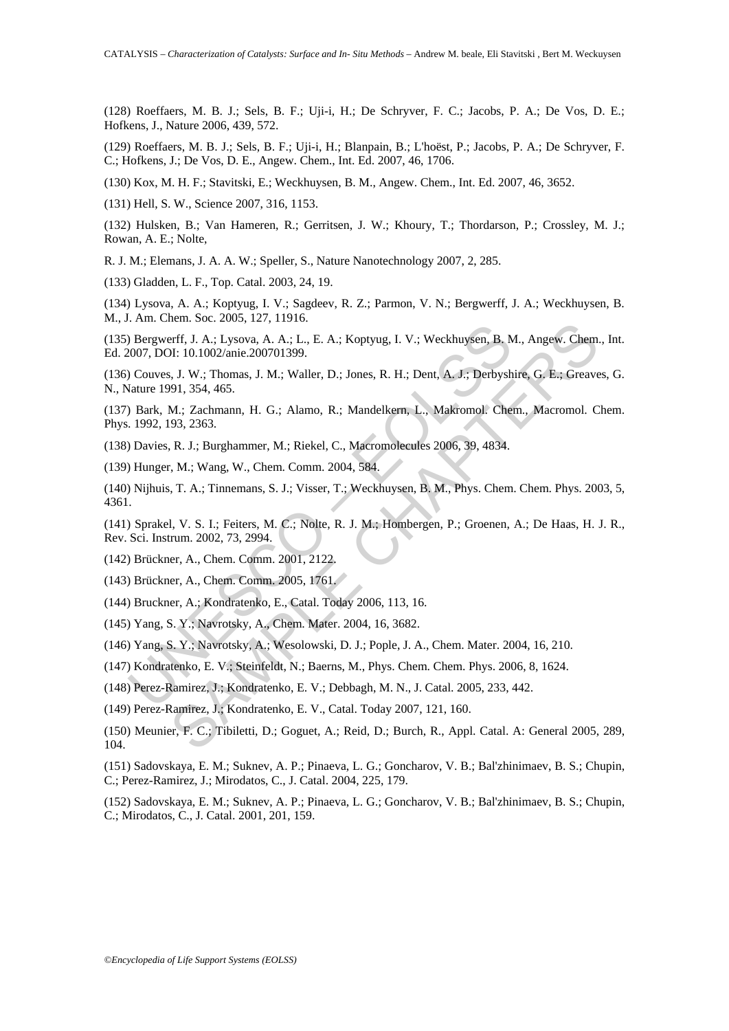(128) Roeffaers, M. B. J.; Sels, B. F.; Uji-i, H.; De Schryver, F. C.; Jacobs, P. A.; De Vos, D. E.; Hofkens, J., Nature 2006, 439, 572.

(129) Roeffaers, M. B. J.; Sels, B. F.; Uji-i, H.; Blanpain, B.; L'hoëst, P.; Jacobs, P. A.; De Schryver, F. C.; Hofkens, J.; De Vos, D. E., Angew. Chem., Int. Ed. 2007, 46, 1706.

(130) Kox, M. H. F.; Stavitski, E.; Weckhuysen, B. M., Angew. Chem., Int. Ed. 2007, 46, 3652.

(131) Hell, S. W., Science 2007, 316, 1153.

(132) Hulsken, B.; Van Hameren, R.; Gerritsen, J. W.; Khoury, T.; Thordarson, P.; Crossley, M. J.; Rowan, A. E.; Nolte,

R. J. M.; Elemans, J. A. A. W.; Speller, S., Nature Nanotechnology 2007, 2, 285.

(133) Gladden, L. F., Top. Catal. 2003, 24, 19.

(134) Lysova, A. A.; Koptyug, I. V.; Sagdeev, R. Z.; Parmon, V. N.; Bergwerff, J. A.; Weckhuysen, B. M., J. Am. Chem. Soc. 2005, 127, 11916.

(135) Bergwerff, J. A.; Lysova, A. A.; L., E. A.; Koptyug, I. V.; Weckhuysen, B. M., Angew. Chem., Int. Ed. 2007, DOI: 10.1002/anie.200701399.

(136) Couves, J. W.; Thomas, J. M.; Waller, D.; Jones, R. H.; Dent, A. J.; Derbyshire, G. E.; Greaves, G. N., Nature 1991, 354, 465.

(137) Bark, M.; Zachmann, H. G.; Alamo, R.; Mandelkern, L., Makromol. Chem., Macromol. Chem. Phys. 1992, 193, 2363.

(138) Davies, R. J.; Burghammer, M.; Riekel, C., Macromolecules 2006, 39, 4834.

(139) Hunger, M.; Wang, W., Chem. Comm. 2004, 584.

(140) Nijhuis, T. A.; Tinnemans, S. J.; Visser, T.; Weckhuysen, B. M., Phys. Chem. Chem. Phys. 2003, 5, 4361.

(141) Sprakel, V. S. I.; Feiters, M. C.; Nolte, R. J. M.; Hombergen, P.; Groenen, A.; De Haas, H. J. R., Rev. Sci. Instrum. 2002, 73, 2994.

(142) Brückner, A., Chem. Comm. 2001, 2122.

(143) Brückner, A., Chem. Comm. 2005, 1761.

(144) Bruckner, A.; Kondratenko, E., Catal. Today 2006, 113, 16.

(145) Yang, S. Y.; Navrotsky, A., Chem. Mater. 2004, 16, 3682.

(146) Yang, S. Y.; Navrotsky, A.; Wesolowski, D. J.; Pople, J. A., Chem. Mater. 2004, 16, 210.

(147) Kondratenko, E. V.; Steinfeldt, N.; Baerns, M., Phys. Chem. Chem. Phys. 2006, 8, 1624.

(148) Perez-Ramirez, J.; Kondratenko, E. V.; Debbagh, M. N., J. Catal. 2005, 233, 442.

(149) Perez-Ramirez, J.; Kondratenko, E. V., Catal. Today 2007, 121, 160.

(150) Meunier, F. C.; Tibiletti, D.; Goguet, A.; Reid, D.; Burch, R., Appl. Catal. A: General 2005, 289, 104.

(151) Sadovskaya, E. M.; Suknev, A. P.; Pinaeva, L. G.; Goncharov, V. B.; Bal'zhinimaev, B. S.; Chupin, C.; Perez-Ramirez, J.; Mirodatos, C., J. Catal. 2004, 225, 179.

(152) Sadovskaya, E. M.; Suknev, A. P.; Pinaeva, L. G.; Goncharov, V. B.; Bal'zhinimaev, B. S.; Chupin, C.; Mirodatos, C., J. Catal. 2001, 201, 159.